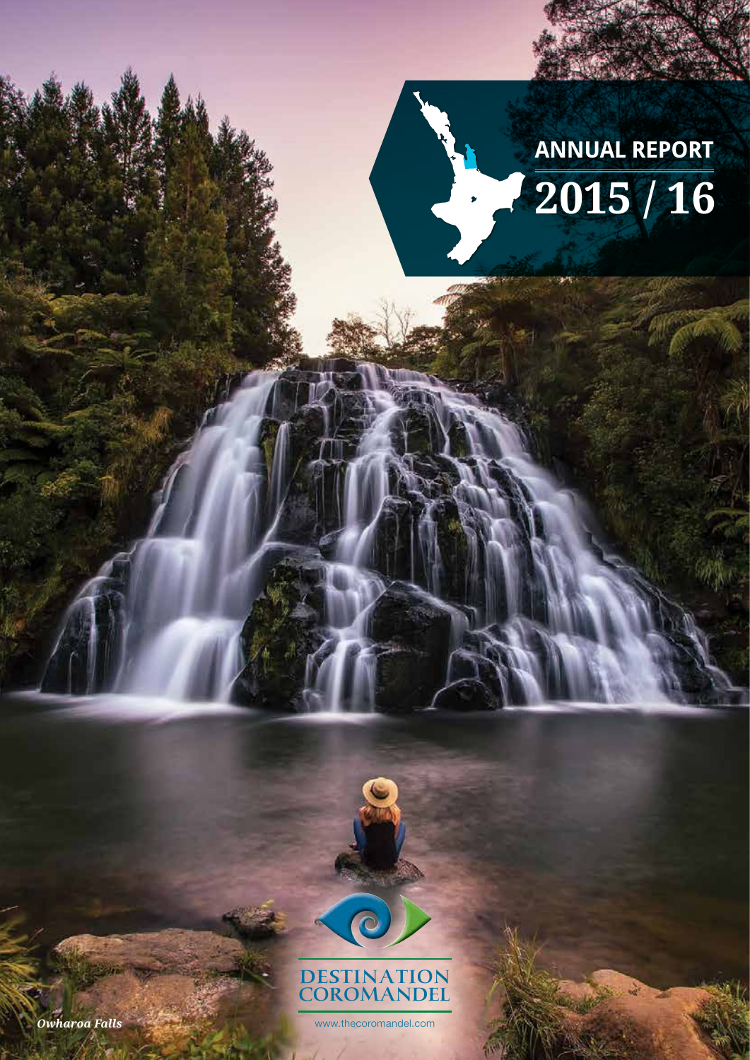# ANNUAL REPORT

# 2015 / 16

DESTINATION COROMANDEL

www.thecoromandel.com

*Owharoa Falls*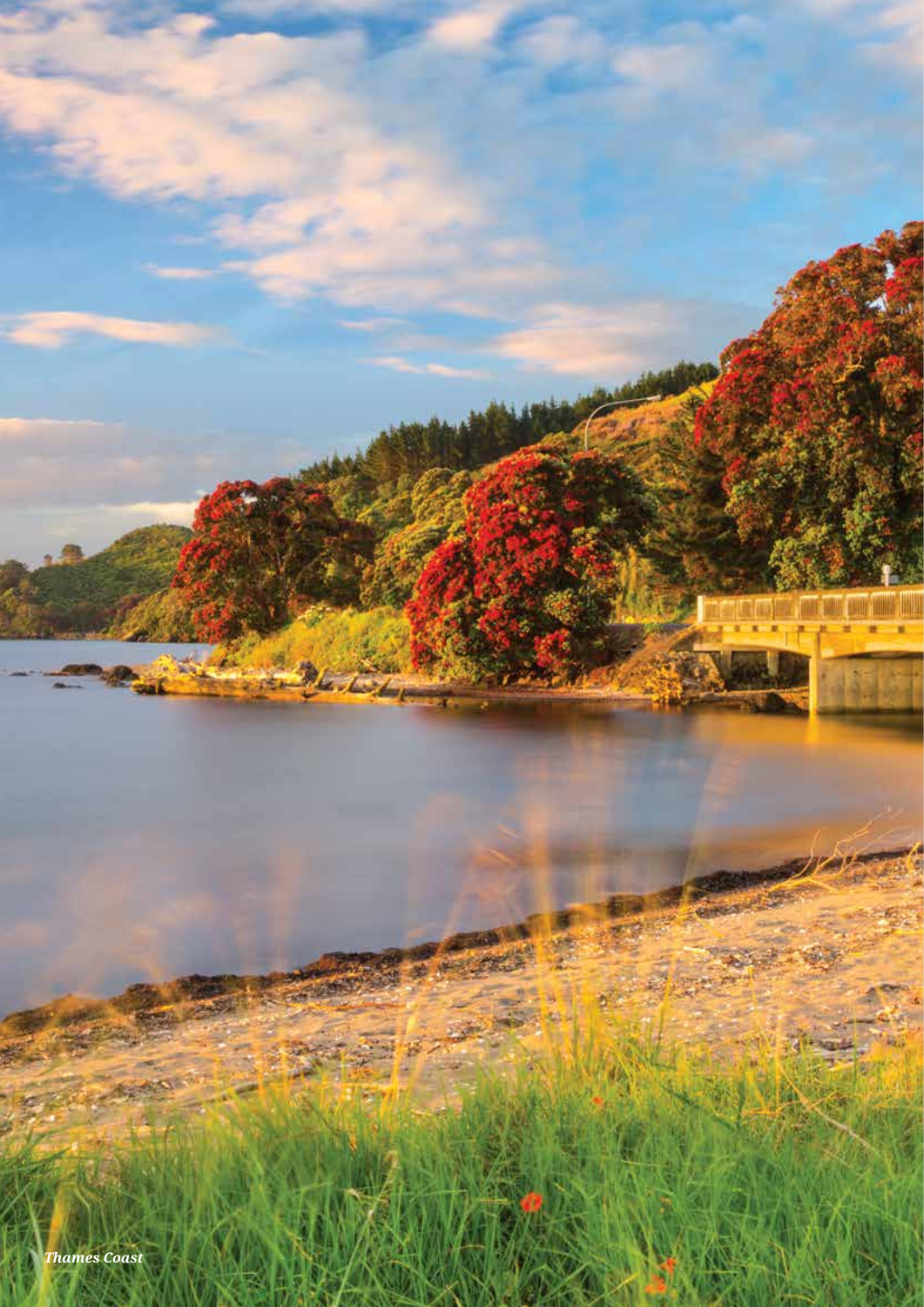*Thames Coast*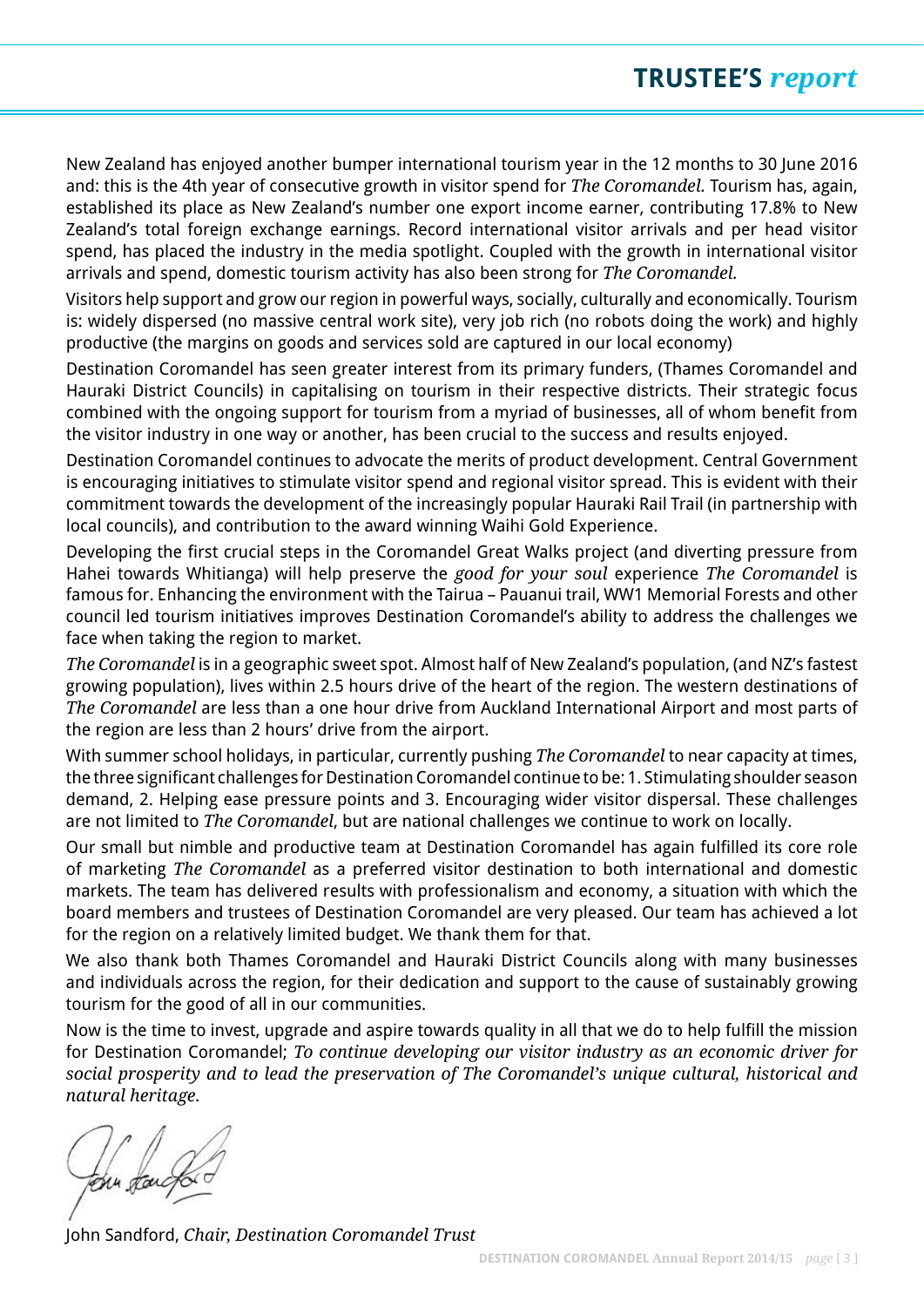# TRUSTEE'S *report*

New Zealand has enjoyed another bumper international tourism year in the 12 months to 30 June 2016 and: this is the 4th year of consecutive growth in visitor spend for *The Coromandel*. Tourism has, again, established its place as New Zealand's number one export income earner, contributing 17.8% to New Zealand's total foreign exchange earnings. Record international visitor arrivals and per head visitor spend, has placed the industry in the media spotlight. Coupled with the growth in international visitor arrivals and spend, domestic tourism activity has also been strong for *The Coromandel*.

Visitors help support and grow our region in powerful ways, socially, culturally and economically. Tourism is: widely dispersed (no massive central work site), very job rich (no robots doing the work) and highly productive (the margins on goods and services sold are captured in our local economy)

Destination Coromandel has seen greater interest from its primary funders, (Thames Coromandel and Hauraki District Councils) in capitalising on tourism in their respective districts. Their strategic focus combined with the ongoing support for tourism from a myriad of businesses, all of whom benefit from the visitor industry in one way or another, has been crucial to the success and results enjoyed.

Destination Coromandel continues to advocate the merits of product development. Central Government is encouraging initiatives to stimulate visitor spend and regional visitor spread. This is evident with their commitment towards the development of the increasingly popular Hauraki Rail Trail (in partnership with local councils), and contribution to the award winning Waihi Gold Experience.

Developing the first crucial steps in the Coromandel Great Walks project (and diverting pressure from Hahei towards Whitianga) will help preserve the *good for your soul* experience *The Coromandel* is famous for. Enhancing the environment with the Tairua – Pauanui trail, WW1 Memorial Forests and other council led tourism initiatives improves Destination Coromandel's ability to address the challenges we face when taking the region to market.

*The Coromandel* is in a geographic sweet spot. Almost half of New Zealand's population, (and NZ's fastest growing population), lives within 2.5 hours drive of the heart of the region. The western destinations of *The Coromandel* are less than a one hour drive from Auckland International Airport and most parts of the region are less than 2 hours' drive from the airport.

With summer school holidays, in particular, currently pushing *The Coromandel* to near capacity at times, the three significant challenges for Destination Coromandel continue to be: 1. Stimulating shoulder season demand, 2. Helping ease pressure points and 3. Encouraging wider visitor dispersal. These challenges are not limited to *The Coromandel*, but are national challenges we continue to work on locally.

Our small but nimble and productive team at Destination Coromandel has again fulfilled its core role of marketing *The Coromandel* as a preferred visitor destination to both international and domestic markets. The team has delivered results with professionalism and economy, a situation with which the board members and trustees of Destination Coromandel are very pleased. Our team has achieved a lot for the region on a relatively limited budget. We thank them for that.

We also thank both Thames Coromandel and Hauraki District Councils along with many businesses and individuals across the region, for their dedication and support to the cause of sustainably growing tourism for the good of all in our communities.

Now is the time to invest, upgrade and aspire towards quality in all that we do to help fulfill the mission for Destination Coromandel; *To continue developing our visitor industry as an economic driver for social prosperity and to lead the preservation of The Coromandel's unique cultural, historical and natural heritage.*

John Sandford, *Chair, Destination Coromandel Trust*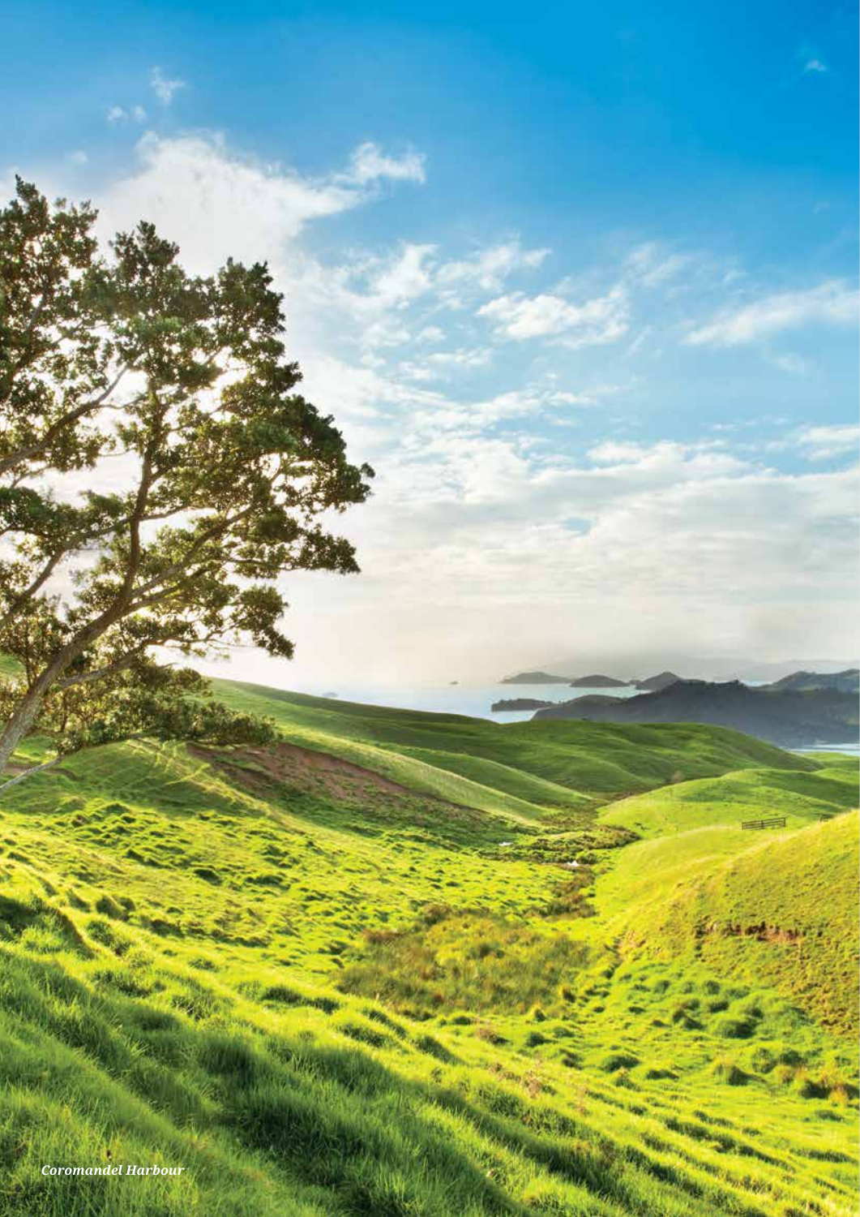*Coromandel Harbour*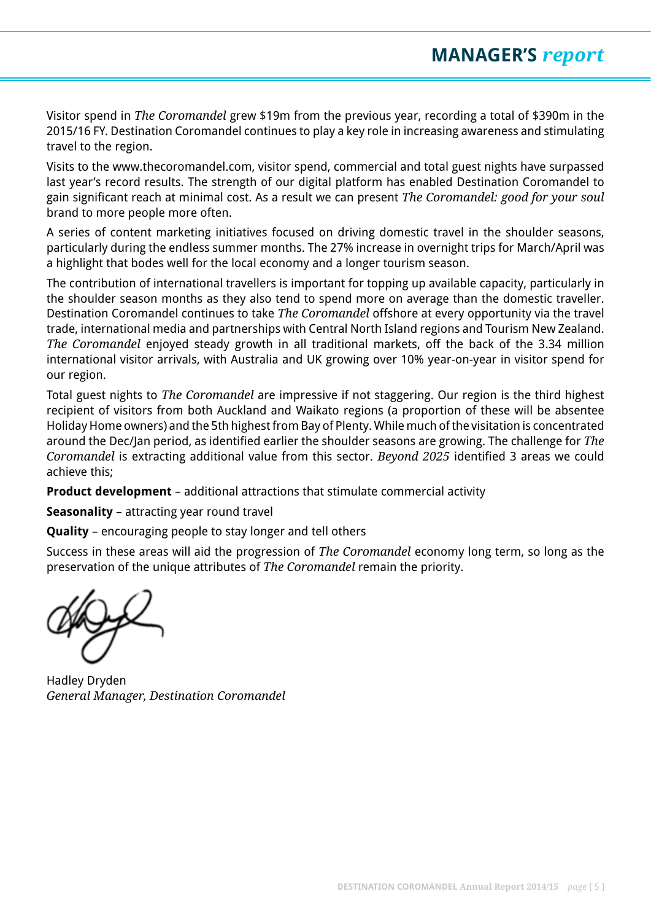# MANAGER'S *report*

Visitor spend in *The Coromandel* grew $19m from the previous year, recording a total of $390m in the 2015/16 FY. Destination Coromandel continues to play a key role in increasing awareness and stimulating travel to the region.

Visits to the www.thecoromandel.com, visitor spend, commercial and total guest nights have surpassed last year's record results. The strength of our digital platform has enabled Destination Coromandel to gain significant reach at minimal cost. As a result we can present *The Coromandel: good for your soul* brand to more people more often.

A series of content marketing initiatives focused on driving domestic travel in the shoulder seasons, particularly during the endless summer months. The 27% increase in overnight trips for March/April was a highlight that bodes well for the local economy and a longer tourism season.

The contribution of international travellers is important for topping up available capacity, particularly in the shoulder season months as they also tend to spend more on average than the domestic traveller. Destination Coromandel continues to take *The Coromandel* offshore at every opportunity via the travel trade, international media and partnerships with Central North Island regions and Tourism New Zealand. *The Coromandel* enjoyed steady growth in all traditional markets, off the back of the 3.34 million international visitor arrivals, with Australia and UK growing over 10% year-on-year in visitor spend for our region.

Total guest nights to *The Coromandel* are impressive if not staggering. Our region is the third highest recipient of visitors from both Auckland and Waikato regions (a proportion of these will be absentee Holiday Home owners) and the 5th highest from Bay of Plenty. While much of the visitation is concentrated around the Dec/Jan period, as identified earlier the shoulder seasons are growing. The challenge for *The Coromandel* is extracting additional value from this sector. *Beyond 2025* identified 3 areas we could achieve this;

**Product development** – additional attractions that stimulate commercial activity

**Seasonality** – attracting year round travel

**Quality** – encouraging people to stay longer and tell others

Success in these areas will aid the progression of *The Coromandel* economy long term, so long as the preservation of the unique attributes of *The Coromandel* remain the priority.

Hadley Dryden
*General Manager, Destination Coromandel*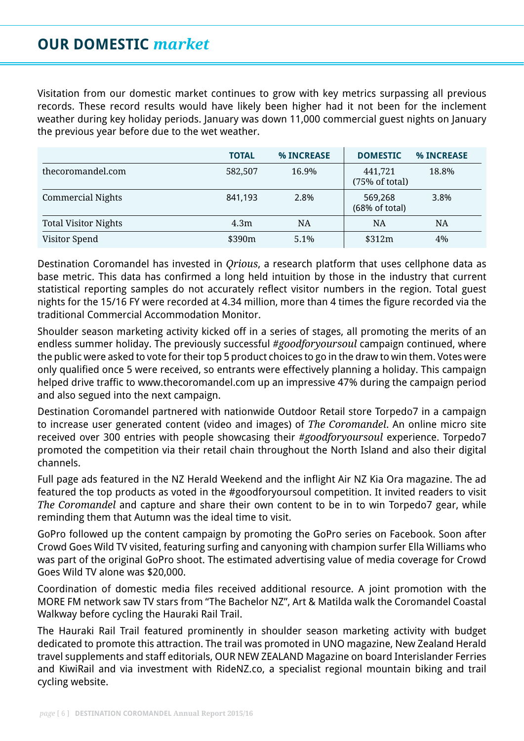# OUR DOMESTIC *market*

Visitation from our domestic market continues to grow with key metrics surpassing all previous records. These record results would have likely been higher had it not been for the inclement weather during key holiday periods. January was down 11,000 commercial guest nights on January the previous year before due to the wet weather.

| | TOTAL | % INCREASE | DOMESTIC | % INCREASE |
|---|---|---|---|---|
| thecoromandel.com | 582,507 | 16.9% | 441,721 (75% of total) | 18.8% |
| Commercial Nights | 841,193 | 2.8% | 569,268 (68% of total) | 3.8% |
| Total Visitor Nights | 4.3m | NA | NA | NA |
| Visitor Spend | $390m | 5.1% | $312m | 4% |

Destination Coromandel has invested in *Qrious*, a research platform that uses cellphone data as base metric. This data has confirmed a long held intuition by those in the industry that current statistical reporting samples do not accurately reflect visitor numbers in the region. Total guest nights for the 15/16 FY were recorded at 4.34 million, more than 4 times the figure recorded via the traditional Commercial Accommodation Monitor.

Shoulder season marketing activity kicked off in a series of stages, all promoting the merits of an endless summer holiday. The previously successful *#goodforyoursoul* campaign continued, where the public were asked to vote for their top 5 product choices to go in the draw to win them. Votes were only qualified once 5 were received, so entrants were effectively planning a holiday. This campaign helped drive traffic to www.thecoromandel.com up an impressive 47% during the campaign period and also segued into the next campaign.

Destination Coromandel partnered with nationwide Outdoor Retail store Torpedo7 in a campaign to increase user generated content (video and images) of *The Coromandel*. An online micro site received over 300 entries with people showcasing their *#goodforyoursoul* experience. Torpedo7 promoted the competition via their retail chain throughout the North Island and also their digital channels.

Full page ads featured in the NZ Herald Weekend and the inflight Air NZ Kia Ora magazine. The ad featured the top products as voted in the #goodforyoursoul competition. It invited readers to visit *The Coromandel* and capture and share their own content to be in to win Torpedo7 gear, while reminding them that Autumn was the ideal time to visit.

GoPro followed up the content campaign by promoting the GoPro series on Facebook. Soon after Crowd Goes Wild TV visited, featuring surfing and canyoning with champion surfer Ella Williams who was part of the original GoPro shoot. The estimated advertising value of media coverage for Crowd Goes Wild TV alone was $20,000.

Coordination of domestic media files received additional resource. A joint promotion with the MORE FM network saw TV stars from "The Bachelor NZ", Art & Matilda walk the Coromandel Coastal Walkway before cycling the Hauraki Rail Trail.

The Hauraki Rail Trail featured prominently in shoulder season marketing activity with budget dedicated to promote this attraction. The trail was promoted in UNO magazine, New Zealand Herald travel supplements and staff editorials, OUR NEW ZEALAND Magazine on board Interislander Ferries and KiwiRail and via investment with RideNZ.co, a specialist regional mountain biking and trail cycling website.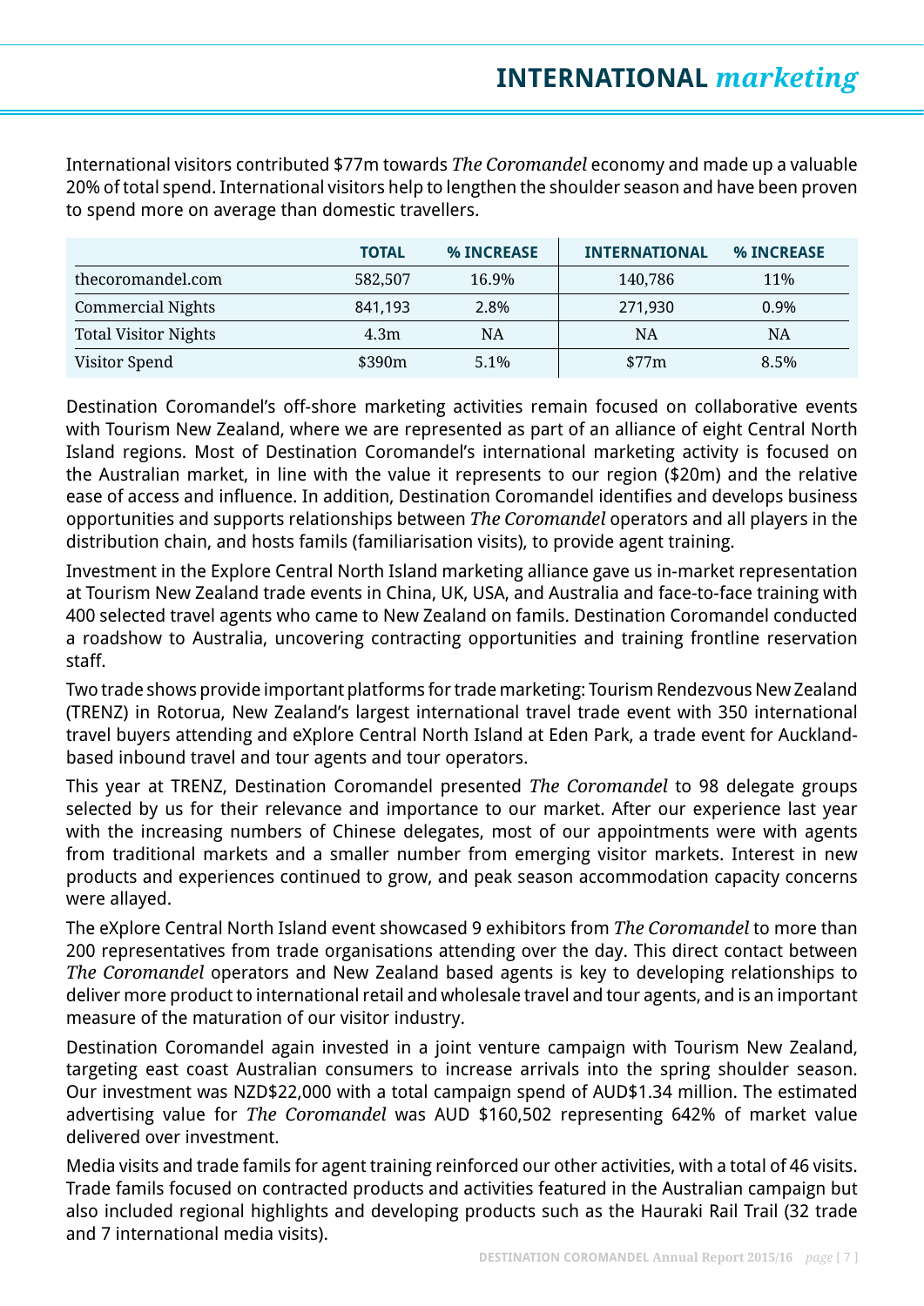# INTERNATIONAL *marketing*

International visitors contributed $77m towards *The Coromandel* economy and made up a valuable 20% of total spend. International visitors help to lengthen the shoulder season and have been proven to spend more on average than domestic travellers.

| | TOTAL | % INCREASE | INTERNATIONAL | % INCREASE |
|---|---|---|---|---|
| thecoromandel.com | 582,507 | 16.9% | 140,786 | 11% |
| Commercial Nights | 841,193 | 2.8% | 271,930 | 0.9% |
| Total Visitor Nights | 4.3m | NA | NA | NA |
| Visitor Spend | $390m | 5.1% | $77m | 8.5% |

Destination Coromandel's off-shore marketing activities remain focused on collaborative events with Tourism New Zealand, where we are represented as part of an alliance of eight Central North Island regions. Most of Destination Coromandel's international marketing activity is focused on the Australian market, in line with the value it represents to our region ($20m) and the relative ease of access and influence. In addition, Destination Coromandel identifies and develops business opportunities and supports relationships between *The Coromandel* operators and all players in the distribution chain, and hosts famils (familiarisation visits), to provide agent training.

Investment in the Explore Central North Island marketing alliance gave us in-market representation at Tourism New Zealand trade events in China, UK, USA, and Australia and face-to-face training with 400 selected travel agents who came to New Zealand on famils. Destination Coromandel conducted a roadshow to Australia, uncovering contracting opportunities and training frontline reservation staff.

Two trade shows provide important platforms for trade marketing: Tourism Rendezvous New Zealand (TRENZ) in Rotorua, New Zealand's largest international travel trade event with 350 international travel buyers attending and eXplore Central North Island at Eden Park, a trade event for Auckland-based inbound travel and tour agents and tour operators.

This year at TRENZ, Destination Coromandel presented *The Coromandel* to 98 delegate groups selected by us for their relevance and importance to our market. After our experience last year with the increasing numbers of Chinese delegates, most of our appointments were with agents from traditional markets and a smaller number from emerging visitor markets. Interest in new products and experiences continued to grow, and peak season accommodation capacity concerns were allayed.

The eXplore Central North Island event showcased 9 exhibitors from *The Coromandel* to more than 200 representatives from trade organisations attending over the day. This direct contact between *The Coromandel* operators and New Zealand based agents is key to developing relationships to deliver more product to international retail and wholesale travel and tour agents, and is an important measure of the maturation of our visitor industry.

Destination Coromandel again invested in a joint venture campaign with Tourism New Zealand, targeting east coast Australian consumers to increase arrivals into the spring shoulder season. Our investment was NZD$22,000 with a total campaign spend of AUD$1.34 million. The estimated advertising value for *The Coromandel* was AUD $160,502 representing 642% of market value delivered over investment.

Media visits and trade famils for agent training reinforced our other activities, with a total of 46 visits. Trade famils focused on contracted products and activities featured in the Australian campaign but also included regional highlights and developing products such as the Hauraki Rail Trail (32 trade and 7 international media visits).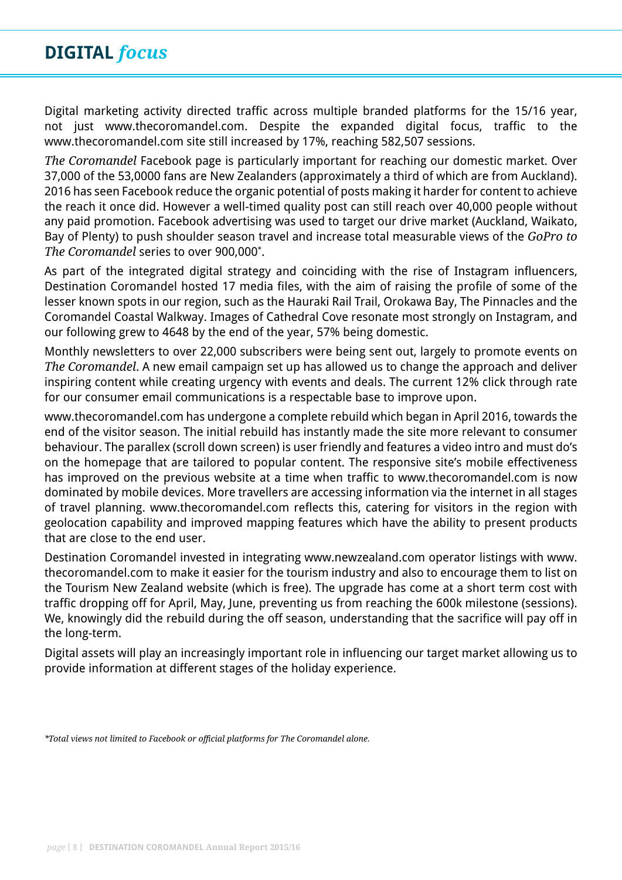# DIGITAL *focus*

Digital marketing activity directed traffic across multiple branded platforms for the 15/16 year, not just www.thecoromandel.com. Despite the expanded digital focus, traffic to the www.thecoromandel.com site still increased by 17%, reaching 582,507 sessions.

*The Coromandel* Facebook page is particularly important for reaching our domestic market. Over 37,000 of the 53,0000 fans are New Zealanders (approximately a third of which are from Auckland). 2016 has seen Facebook reduce the organic potential of posts making it harder for content to achieve the reach it once did. However a well-timed quality post can still reach over 40,000 people without any paid promotion. Facebook advertising was used to target our drive market (Auckland, Waikato, Bay of Plenty) to push shoulder season travel and increase total measurable views of the *GoPro to The Coromandel* series to over 900,000*.

As part of the integrated digital strategy and coinciding with the rise of Instagram influencers, Destination Coromandel hosted 17 media files, with the aim of raising the profile of some of the lesser known spots in our region, such as the Hauraki Rail Trail, Orokawa Bay, The Pinnacles and the Coromandel Coastal Walkway. Images of Cathedral Cove resonate most strongly on Instagram, and our following grew to 4648 by the end of the year, 57% being domestic.

Monthly newsletters to over 22,000 subscribers were being sent out, largely to promote events on *The Coromandel*. A new email campaign set up has allowed us to change the approach and deliver inspiring content while creating urgency with events and deals. The current 12% click through rate for our consumer email communications is a respectable base to improve upon.

www.thecoromandel.com has undergone a complete rebuild which began in April 2016, towards the end of the visitor season. The initial rebuild has instantly made the site more relevant to consumer behaviour. The parallex (scroll down screen) is user friendly and features a video intro and must do's on the homepage that are tailored to popular content. The responsive site's mobile effectiveness has improved on the previous website at a time when traffic to www.thecoromandel.com is now dominated by mobile devices. More travellers are accessing information via the internet in all stages of travel planning. www.thecoromandel.com reflects this, catering for visitors in the region with geolocation capability and improved mapping features which have the ability to present products that are close to the end user.

Destination Coromandel invested in integrating www.newzealand.com operator listings with www.thecoromandel.com to make it easier for the tourism industry and also to encourage them to list on the Tourism New Zealand website (which is free). The upgrade has come at a short term cost with traffic dropping off for April, May, June, preventing us from reaching the 600k milestone (sessions). We, knowingly did the rebuild during the off season, understanding that the sacrifice will pay off in the long-term.

Digital assets will play an increasingly important role in influencing our target market allowing us to provide information at different stages of the holiday experience.

*\*Total views not limited to Facebook or official platforms for The Coromandel alone.*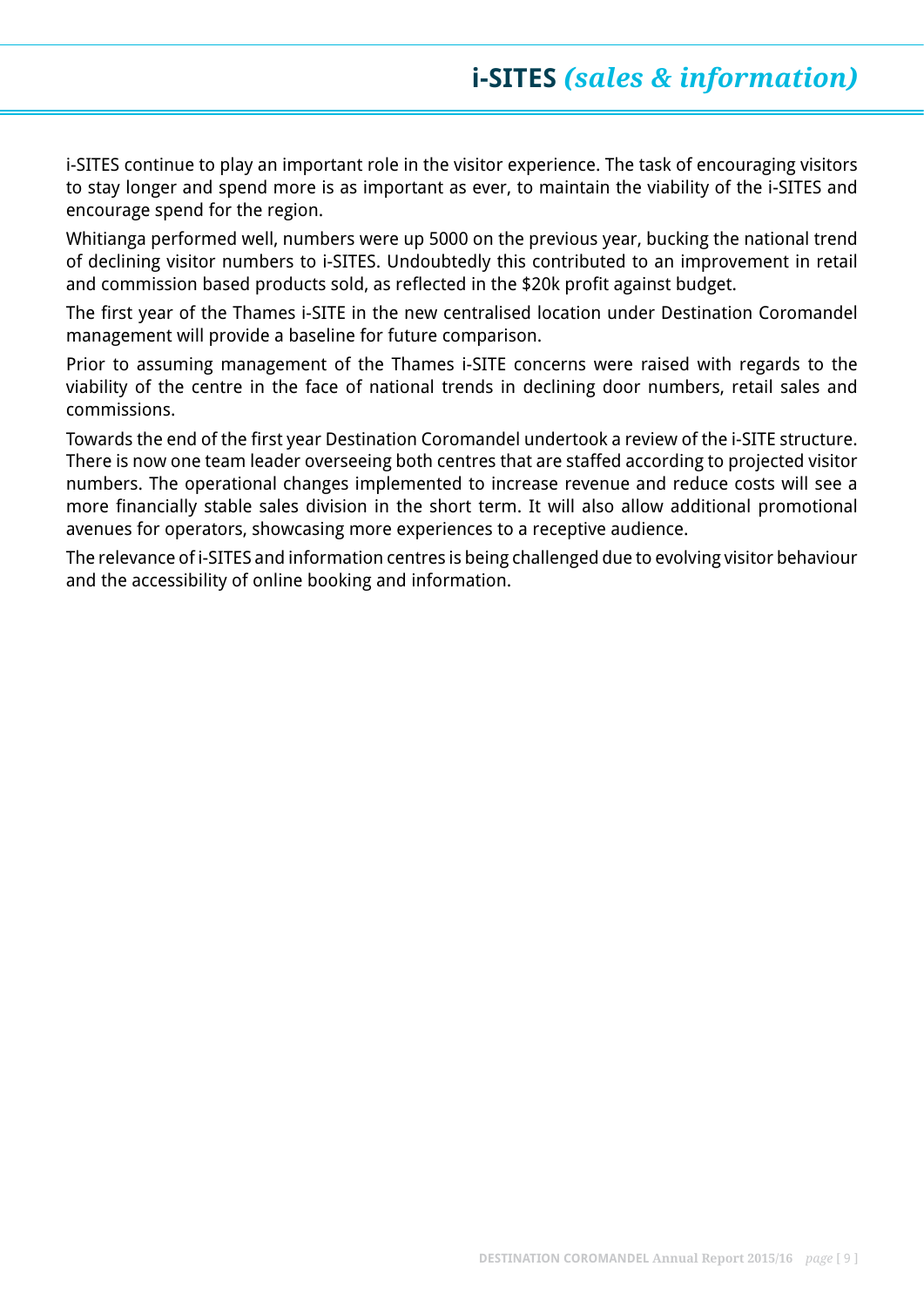# i-SITES *(sales & information)*

i-SITES continue to play an important role in the visitor experience. The task of encouraging visitors to stay longer and spend more is as important as ever, to maintain the viability of the i-SITES and encourage spend for the region.

Whitianga performed well, numbers were up 5000 on the previous year, bucking the national trend of declining visitor numbers to i-SITES. Undoubtedly this contributed to an improvement in retail and commission based products sold, as reflected in the $20k profit against budget.

The first year of the Thames i-SITE in the new centralised location under Destination Coromandel management will provide a baseline for future comparison.

Prior to assuming management of the Thames i-SITE concerns were raised with regards to the viability of the centre in the face of national trends in declining door numbers, retail sales and commissions.

Towards the end of the first year Destination Coromandel undertook a review of the i-SITE structure. There is now one team leader overseeing both centres that are staffed according to projected visitor numbers. The operational changes implemented to increase revenue and reduce costs will see a more financially stable sales division in the short term. It will also allow additional promotional avenues for operators, showcasing more experiences to a receptive audience.

The relevance of i-SITES and information centres is being challenged due to evolving visitor behaviour and the accessibility of online booking and information.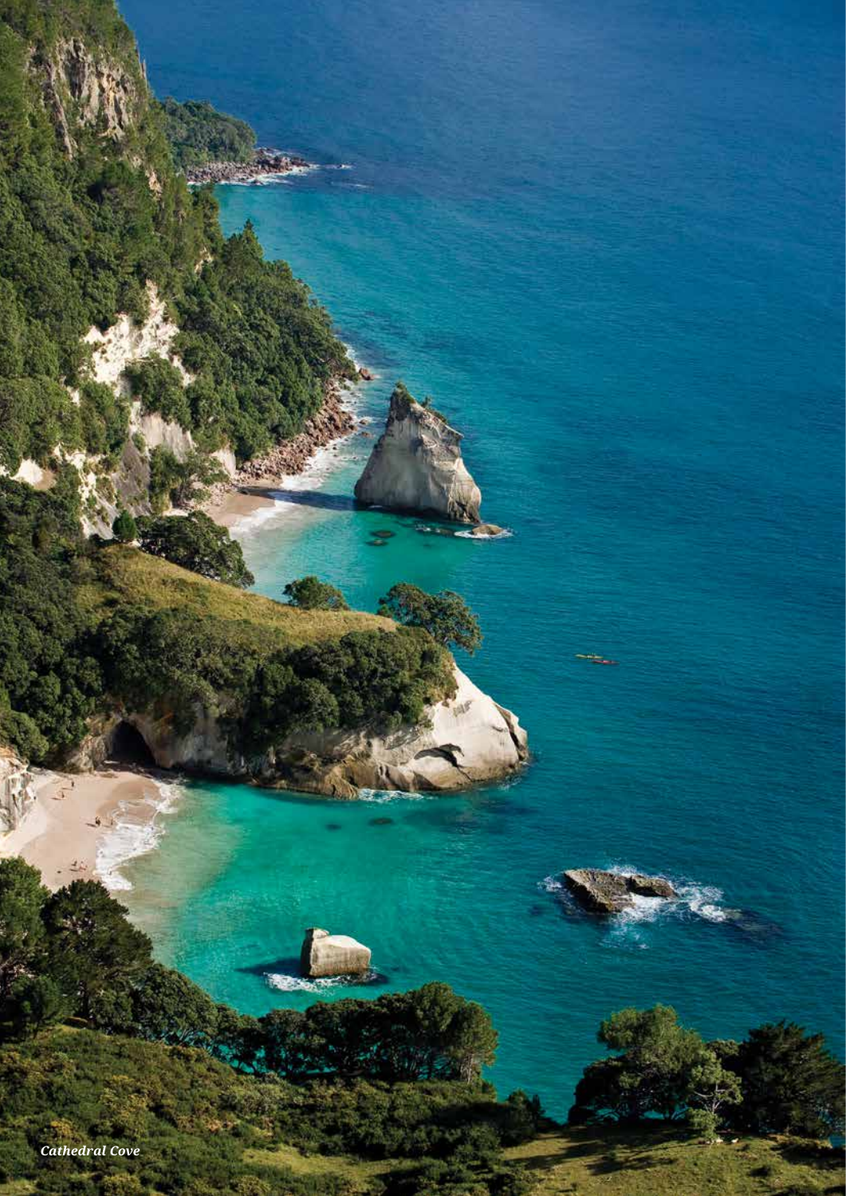*Cathedral Cove*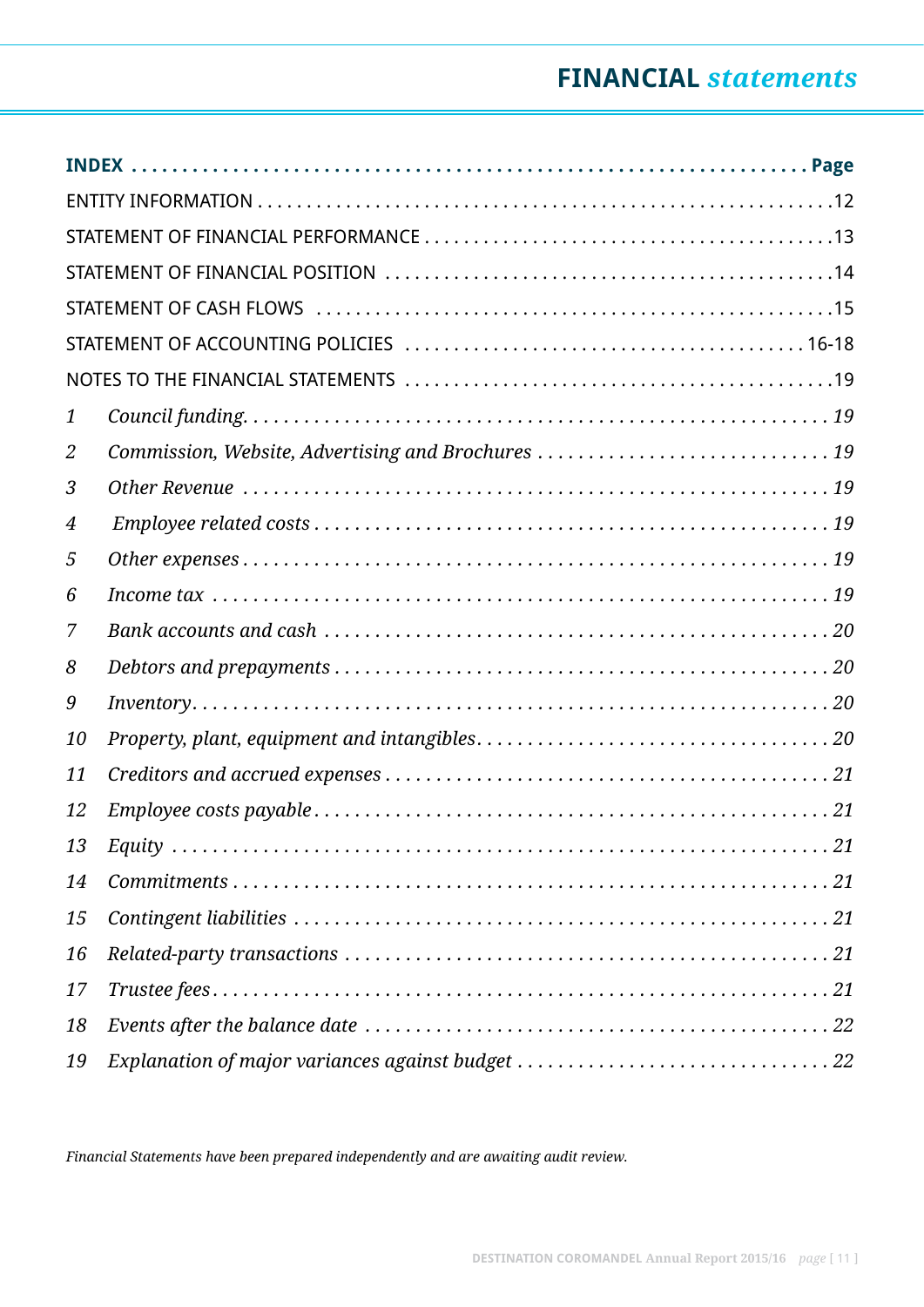# FINANCIAL *statements*

| INDEX | | Page |
|---|---|---|
| ENTITY INFORMATION | | 12 |
| STATEMENT OF FINANCIAL PERFORMANCE | | 13 |
| STATEMENT OF FINANCIAL POSITION | | 14 |
| STATEMENT OF CASH FLOWS | | 15 |
| STATEMENT OF ACCOUNTING POLICIES | | 16-18 |
| NOTES TO THE FINANCIAL STATEMENTS | | 19 |
| *1* | *Council funding* | *19* |
| *2* | *Commission, Website, Advertising and Brochures* | *19* |
| *3* | *Other Revenue* | *19* |
| *4* | *Employee related costs* | *19* |
| *5* | *Other expenses* | *19* |
| *6* | *Income tax* | *19* |
| *7* | *Bank accounts and cash* | *20* |
| *8* | *Debtors and prepayments* | *20* |
| *9* | *Inventory* | *20* |
| *10* | *Property, plant, equipment and intangibles* | *20* |
| *11* | *Creditors and accrued expenses* | *21* |
| *12* | *Employee costs payable* | *21* |
| *13* | *Equity* | *21* |
| *14* | *Commitments* | *21* |
| *15* | *Contingent liabilities* | *21* |
| *16* | *Related-party transactions* | *21* |
| *17* | *Trustee fees* | *21* |
| *18* | *Events after the balance date* | *22* |
| *19* | *Explanation of major variances against budget* | *22* |

*Financial Statements have been prepared independently and are awaiting audit review.*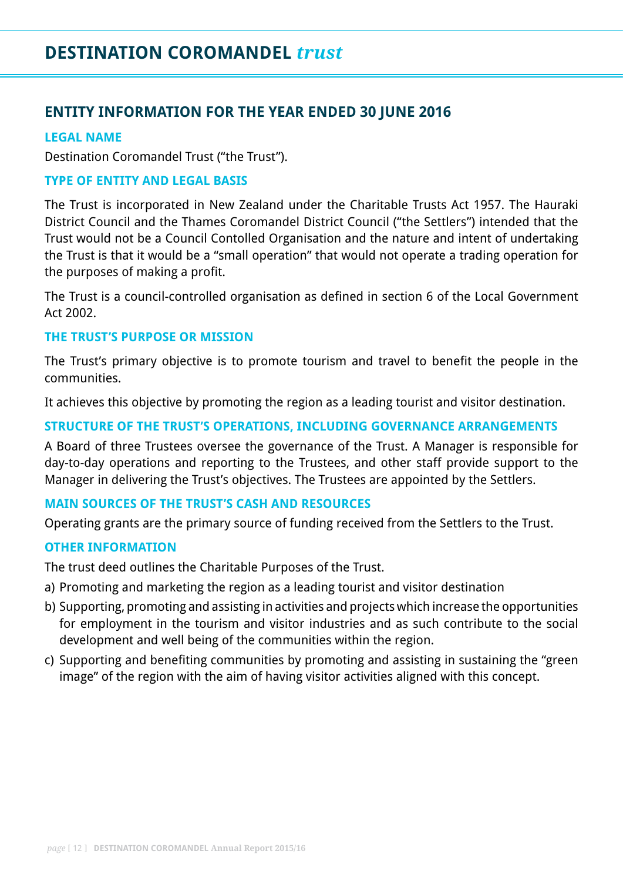# DESTINATION COROMANDEL *trust*

## ENTITY INFORMATION FOR THE YEAR ENDED 30 JUNE 2016

### LEGAL NAME

Destination Coromandel Trust ("the Trust").

### TYPE OF ENTITY AND LEGAL BASIS

The Trust is incorporated in New Zealand under the Charitable Trusts Act 1957. The Hauraki District Council and the Thames Coromandel District Council ("the Settlers") intended that the Trust would not be a Council Contolled Organisation and the nature and intent of undertaking the Trust is that it would be a "small operation" that would not operate a trading operation for the purposes of making a profit.

The Trust is a council-controlled organisation as defined in section 6 of the Local Government Act 2002.

### THE TRUST'S PURPOSE OR MISSION

The Trust's primary objective is to promote tourism and travel to benefit the people in the communities.

It achieves this objective by promoting the region as a leading tourist and visitor destination.

### STRUCTURE OF THE TRUST'S OPERATIONS, INCLUDING GOVERNANCE ARRANGEMENTS

A Board of three Trustees oversee the governance of the Trust. A Manager is responsible for day-to-day operations and reporting to the Trustees, and other staff provide support to the Manager in delivering the Trust's objectives. The Trustees are appointed by the Settlers.

### MAIN SOURCES OF THE TRUST'S CASH AND RESOURCES

Operating grants are the primary source of funding received from the Settlers to the Trust.

### OTHER INFORMATION

The trust deed outlines the Charitable Purposes of the Trust.

a) Promoting and marketing the region as a leading tourist and visitor destination

b) Supporting, promoting and assisting in activities and projects which increase the opportunities for employment in the tourism and visitor industries and as such contribute to the social development and well being of the communities within the region.

c) Supporting and benefiting communities by promoting and assisting in sustaining the "green image" of the region with the aim of having visitor activities aligned with this concept.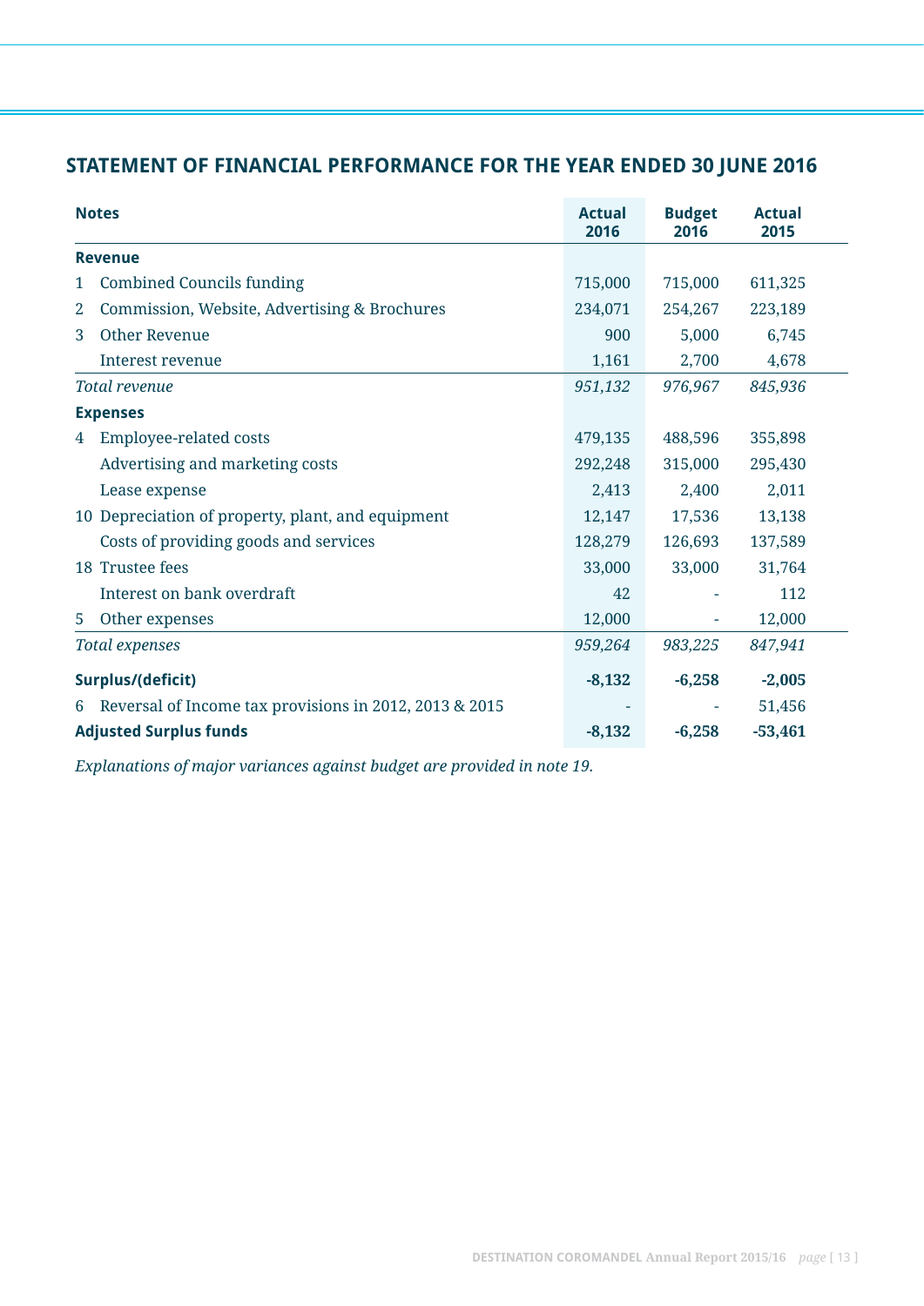## STATEMENT OF FINANCIAL PERFORMANCE FOR THE YEAR ENDED 30 JUNE 2016

| Notes | | Actual 2016 | Budget 2016 | Actual 2015 |
|---|---|---|---|---|
| **Revenue** | | | | |
| 1 | Combined Councils funding | 715,000 | 715,000 | 611,325 |
| 2 | Commission, Website, Advertising & Brochures | 234,071 | 254,267 | 223,189 |
| 3 | Other Revenue | 900 | 5,000 | 6,745 |
| | Interest revenue | 1,161 | 2,700 | 4,678 |
| *Total revenue* | | *951,132* | *976,967* | *845,936* |
| **Expenses** | | | | |
| 4 | Employee-related costs | 479,135 | 488,596 | 355,898 |
| | Advertising and marketing costs | 292,248 | 315,000 | 295,430 |
| | Lease expense | 2,413 | 2,400 | 2,011 |
| 10 | Depreciation of property, plant, and equipment | 12,147 | 17,536 | 13,138 |
| | Costs of providing goods and services | 128,279 | 126,693 | 137,589 |
| 18 | Trustee fees | 33,000 | 33,000 | 31,764 |
| | Interest on bank overdraft | 42 | - | 112 |
| 5 | Other expenses | 12,000 | - | 12,000 |
| *Total expenses* | | *959,264* | *983,225* | *847,941* |
| **Surplus/(deficit)** | | **-8,132** | **-6,258** | **-2,005** |
| 6 | Reversal of Income tax provisions in 2012, 2013 & 2015 | - | - | 51,456 |
| **Adjusted Surplus funds** | | **-8,132** | **-6,258** | **-53,461** |

*Explanations of major variances against budget are provided in note 19.*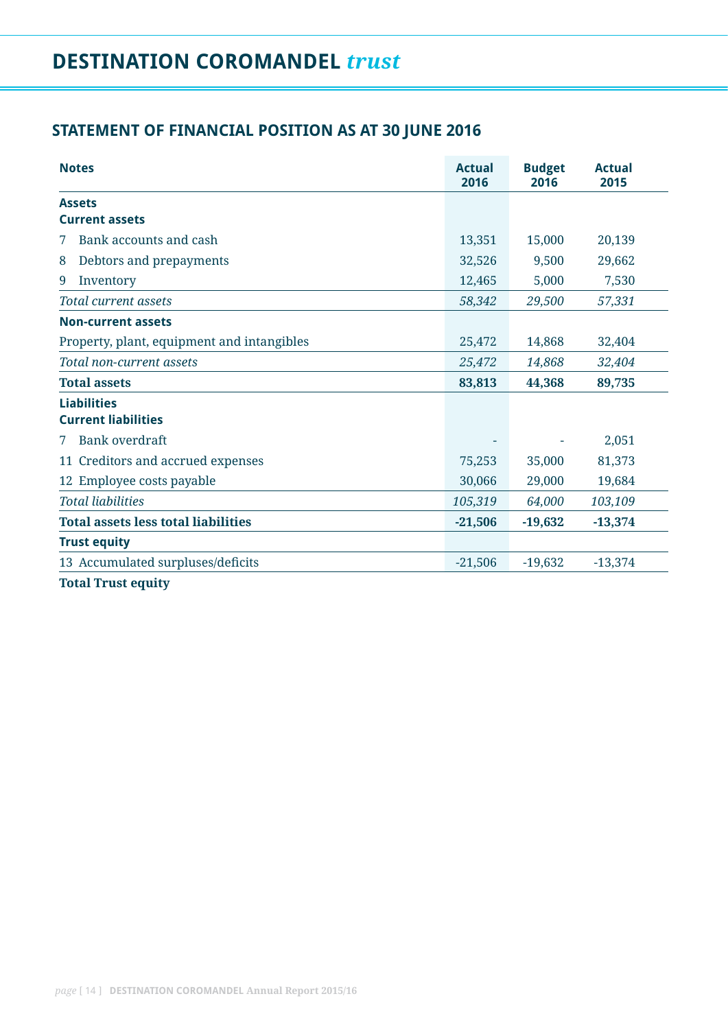# DESTINATION COROMANDEL *trust*

## STATEMENT OF FINANCIAL POSITION AS AT 30 JUNE 2016

| Notes | Actual 2016 | Budget 2016 | Actual 2015 |
|---|---|---|---|
| **Assets** | | | |
| **Current assets** | | | |
| 7 Bank accounts and cash | 13,351 | 15,000 | 20,139 |
| 8 Debtors and prepayments | 32,526 | 9,500 | 29,662 |
| 9 Inventory | 12,465 | 5,000 | 7,530 |
| *Total current assets* | *58,342* | *29,500* | *57,331* |
| **Non-current assets** | | | |
| Property, plant, equipment and intangibles | 25,472 | 14,868 | 32,404 |
| *Total non-current assets* | *25,472* | *14,868* | *32,404* |
| **Total assets** | **83,813** | **44,368** | **89,735** |
| **Liabilities** | | | |
| **Current liabilities** | | | |
| 7 Bank overdraft | - | - | 2,051 |
| 11 Creditors and accrued expenses | 75,253 | 35,000 | 81,373 |
| 12 Employee costs payable | 30,066 | 29,000 | 19,684 |
| *Total liabilities* | *105,319* | *64,000* | *103,109* |
| **Total assets less total liabilities** | **-21,506** | **-19,632** | **-13,374** |
| **Trust equity** | | | |
| 13 Accumulated surpluses/deficits | -21,506 | -19,632 | -13,374 |
| **Total Trust equity** | | | |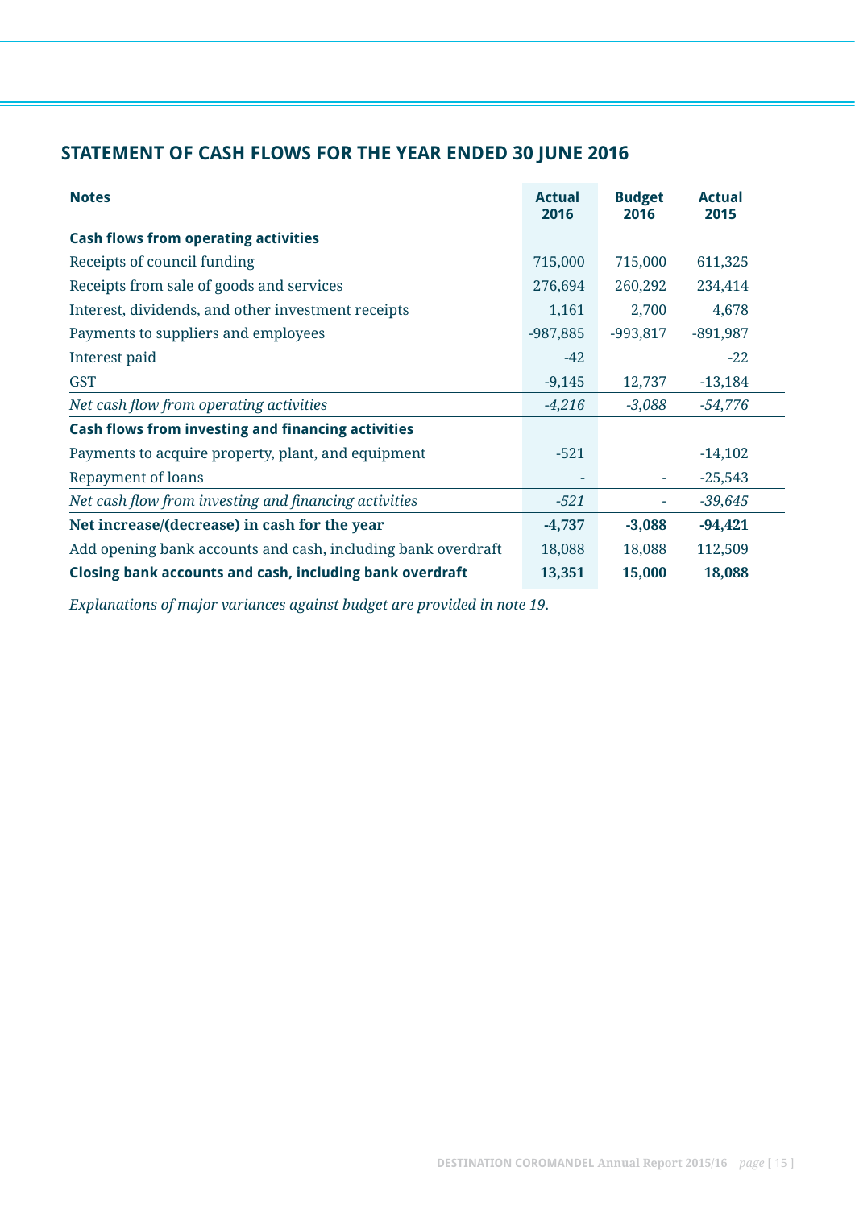## STATEMENT OF CASH FLOWS FOR THE YEAR ENDED 30 JUNE 2016

| Notes | Actual 2016 | Budget 2016 | Actual 2015 |
|---|---|---|---|
| **Cash flows from operating activities** | | | |
| Receipts of council funding | 715,000 | 715,000 | 611,325 |
| Receipts from sale of goods and services | 276,694 | 260,292 | 234,414 |
| Interest, dividends, and other investment receipts | 1,161 | 2,700 | 4,678 |
| Payments to suppliers and employees | -987,885 | -993,817 | -891,987 |
| Interest paid | -42 | | -22 |
| GST | -9,145 | 12,737 | -13,184 |
| *Net cash flow from operating activities* | *-4,216* | *-3,088* | *-54,776* |
| **Cash flows from investing and financing activities** | | | |
| Payments to acquire property, plant, and equipment | -521 | | -14,102 |
| Repayment of loans | - | - | -25,543 |
| *Net cash flow from investing and financing activities* | *-521* | - | *-39,645* |
| **Net increase/(decrease) in cash for the year** | **-4,737** | **-3,088** | **-94,421** |
| Add opening bank accounts and cash, including bank overdraft | 18,088 | 18,088 | 112,509 |
| **Closing bank accounts and cash, including bank overdraft** | **13,351** | **15,000** | **18,088** |

*Explanations of major variances against budget are provided in note 19.*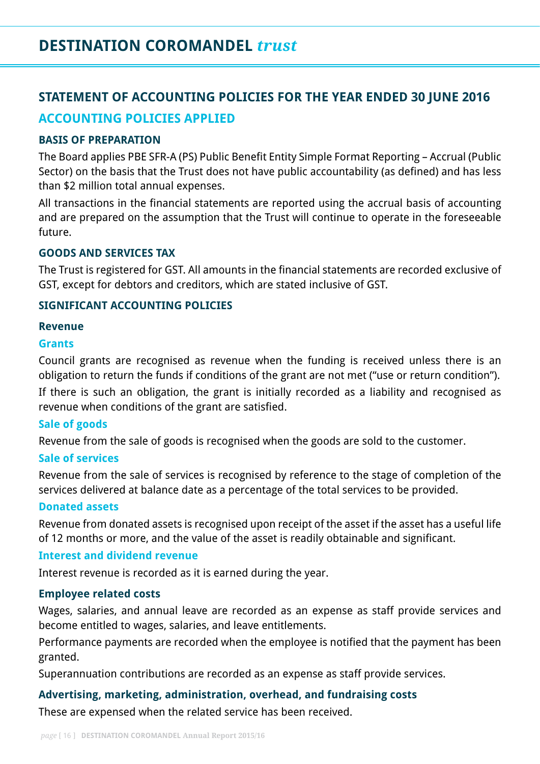# DESTINATION COROMANDEL *trust*

## STATEMENT OF ACCOUNTING POLICIES FOR THE YEAR ENDED 30 JUNE 2016

## ACCOUNTING POLICIES APPLIED

### BASIS OF PREPARATION

The Board applies PBE SFR-A (PS) Public Benefit Entity Simple Format Reporting – Accrual (Public Sector) on the basis that the Trust does not have public accountability (as defined) and has less than $2 million total annual expenses.

All transactions in the financial statements are reported using the accrual basis of accounting and are prepared on the assumption that the Trust will continue to operate in the foreseeable future.

### GOODS AND SERVICES TAX

The Trust is registered for GST. All amounts in the financial statements are recorded exclusive of GST, except for debtors and creditors, which are stated inclusive of GST.

### SIGNIFICANT ACCOUNTING POLICIES

#### Revenue

##### Grants

Council grants are recognised as revenue when the funding is received unless there is an obligation to return the funds if conditions of the grant are not met ("use or return condition").

If there is such an obligation, the grant is initially recorded as a liability and recognised as revenue when conditions of the grant are satisfied.

##### Sale of goods

Revenue from the sale of goods is recognised when the goods are sold to the customer.

##### Sale of services

Revenue from the sale of services is recognised by reference to the stage of completion of the services delivered at balance date as a percentage of the total services to be provided.

##### Donated assets

Revenue from donated assets is recognised upon receipt of the asset if the asset has a useful life of 12 months or more, and the value of the asset is readily obtainable and significant.

##### Interest and dividend revenue

Interest revenue is recorded as it is earned during the year.

#### Employee related costs

Wages, salaries, and annual leave are recorded as an expense as staff provide services and become entitled to wages, salaries, and leave entitlements.

Performance payments are recorded when the employee is notified that the payment has been granted.

Superannuation contributions are recorded as an expense as staff provide services.

#### Advertising, marketing, administration, overhead, and fundraising costs

These are expensed when the related service has been received.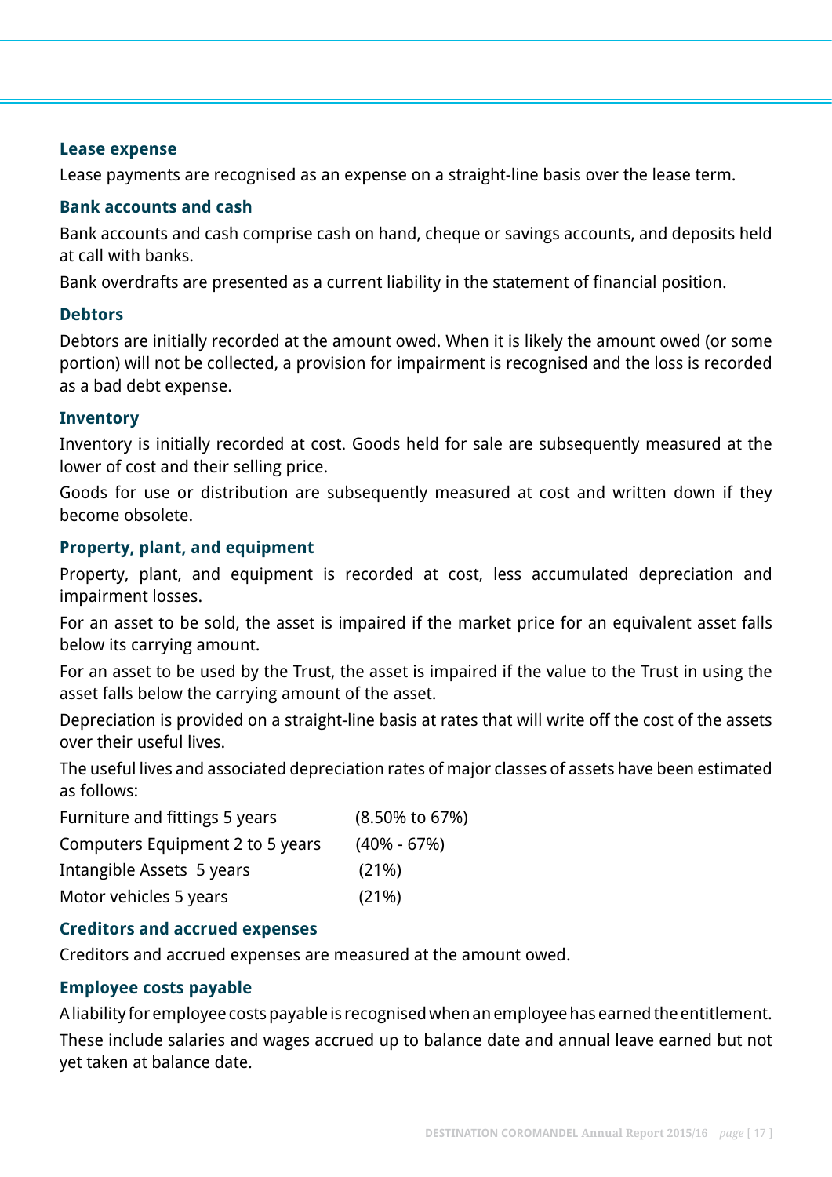### Lease expense

Lease payments are recognised as an expense on a straight-line basis over the lease term.

### Bank accounts and cash

Bank accounts and cash comprise cash on hand, cheque or savings accounts, and deposits held at call with banks.

Bank overdrafts are presented as a current liability in the statement of financial position.

### Debtors

Debtors are initially recorded at the amount owed. When it is likely the amount owed (or some portion) will not be collected, a provision for impairment is recognised and the loss is recorded as a bad debt expense.

### Inventory

Inventory is initially recorded at cost. Goods held for sale are subsequently measured at the lower of cost and their selling price.

Goods for use or distribution are subsequently measured at cost and written down if they become obsolete.

### Property, plant, and equipment

Property, plant, and equipment is recorded at cost, less accumulated depreciation and impairment losses.

For an asset to be sold, the asset is impaired if the market price for an equivalent asset falls below its carrying amount.

For an asset to be used by the Trust, the asset is impaired if the value to the Trust in using the asset falls below the carrying amount of the asset.

Depreciation is provided on a straight-line basis at rates that will write off the cost of the assets over their useful lives.

The useful lives and associated depreciation rates of major classes of assets have been estimated as follows:

| | |
|---|---|
| Furniture and fittings 5 years | (8.50% to 67%) |
| Computers Equipment 2 to 5 years | (40% - 67%) |
| Intangible Assets 5 years | (21%) |
| Motor vehicles 5 years | (21%) |

### Creditors and accrued expenses

Creditors and accrued expenses are measured at the amount owed.

### Employee costs payable

A liability for employee costs payable is recognised when an employee has earned the entitlement.

These include salaries and wages accrued up to balance date and annual leave earned but not yet taken at balance date.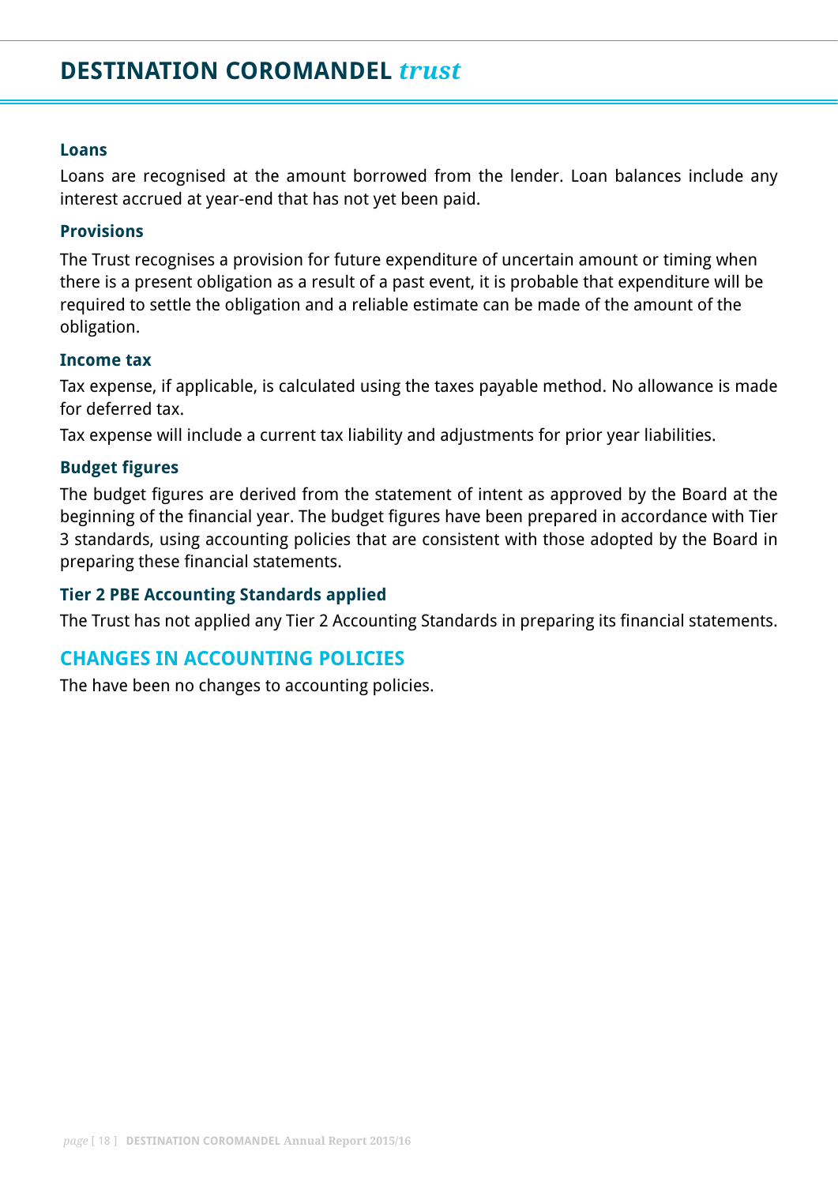### Loans

Loans are recognised at the amount borrowed from the lender. Loan balances include any interest accrued at year-end that has not yet been paid.

### Provisions

The Trust recognises a provision for future expenditure of uncertain amount or timing when there is a present obligation as a result of a past event, it is probable that expenditure will be required to settle the obligation and a reliable estimate can be made of the amount of the obligation.

### Income tax

Tax expense, if applicable, is calculated using the taxes payable method. No allowance is made for deferred tax.

Tax expense will include a current tax liability and adjustments for prior year liabilities.

### Budget figures

The budget figures are derived from the statement of intent as approved by the Board at the beginning of the financial year. The budget figures have been prepared in accordance with Tier 3 standards, using accounting policies that are consistent with those adopted by the Board in preparing these financial statements.

### Tier 2 PBE Accounting Standards applied

The Trust has not applied any Tier 2 Accounting Standards in preparing its financial statements.

## CHANGES IN ACCOUNTING POLICIES

The have been no changes to accounting policies.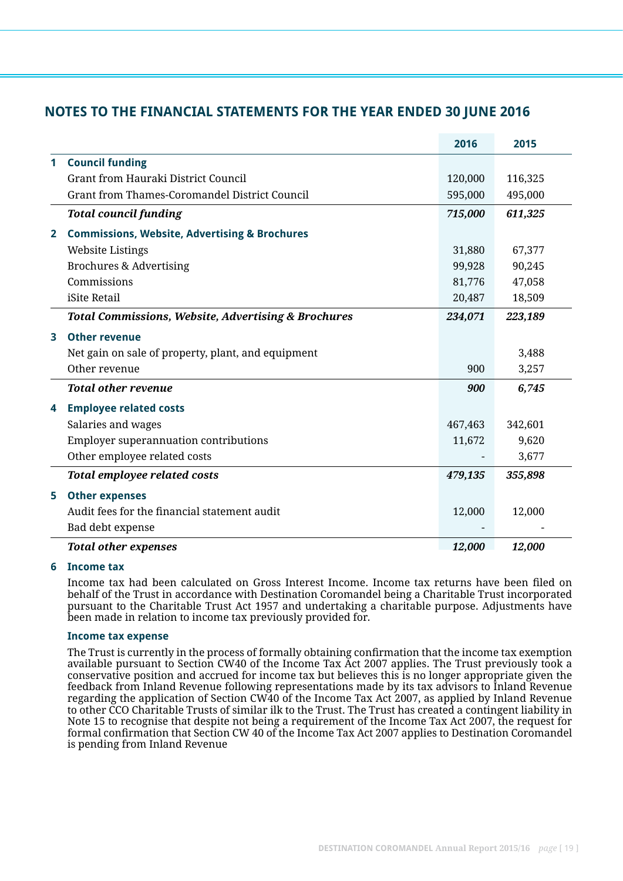## NOTES TO THE FINANCIAL STATEMENTS FOR THE YEAR ENDED 30 JUNE 2016

| | | 2016 | 2015 |
|---|---|---|---|
| **1** | **Council funding** | | |
| | Grant from Hauraki District Council | 120,000 | 116,325 |
| | Grant from Thames-Coromandel District Council | 595,000 | 495,000 |
| | ***Total council funding*** | ***715,000*** | ***611,325*** |
| **2** | **Commissions, Website, Advertising & Brochures** | | |
| | Website Listings | 31,880 | 67,377 |
| | Brochures & Advertising | 99,928 | 90,245 |
| | Commissions | 81,776 | 47,058 |
| | iSite Retail | 20,487 | 18,509 |
| | ***Total Commissions, Website, Advertising & Brochures*** | ***234,071*** | ***223,189*** |
| **3** | **Other revenue** | | |
| | Net gain on sale of property, plant, and equipment | | 3,488 |
| | Other revenue | 900 | 3,257 |
| | ***Total other revenue*** | ***900*** | ***6,745*** |
| **4** | **Employee related costs** | | |
| | Salaries and wages | 467,463 | 342,601 |
| | Employer superannuation contributions | 11,672 | 9,620 |
| | Other employee related costs | - | 3,677 |
| | ***Total employee related costs*** | ***479,135*** | ***355,898*** |
| **5** | **Other expenses** | | |
| | Audit fees for the financial statement audit | 12,000 | 12,000 |
| | Bad debt expense | - | - |
| | ***Total other expenses*** | ***12,000*** | ***12,000*** |

**6 Income tax**

Income tax had been calculated on Gross Interest Income. Income tax returns have been filed on behalf of the Trust in accordance with Destination Coromandel being a Charitable Trust incorporated pursuant to the Charitable Trust Act 1957 and undertaking a charitable purpose. Adjustments have been made in relation to income tax previously provided for.

**Income tax expense**

The Trust is currently in the process of formally obtaining confirmation that the income tax exemption available pursuant to Section CW40 of the Income Tax Act 2007 applies. The Trust previously took a conservative position and accrued for income tax but believes this is no longer appropriate given the feedback from Inland Revenue following representations made by its tax advisors to Inland Revenue regarding the application of Section CW40 of the Income Tax Act 2007, as applied by Inland Revenue to other CCO Charitable Trusts of similar ilk to the Trust. The Trust has created a contingent liability in Note 15 to recognise that despite not being a requirement of the Income Tax Act 2007, the request for formal confirmation that Section CW 40 of the Income Tax Act 2007 applies to Destination Coromandel is pending from Inland Revenue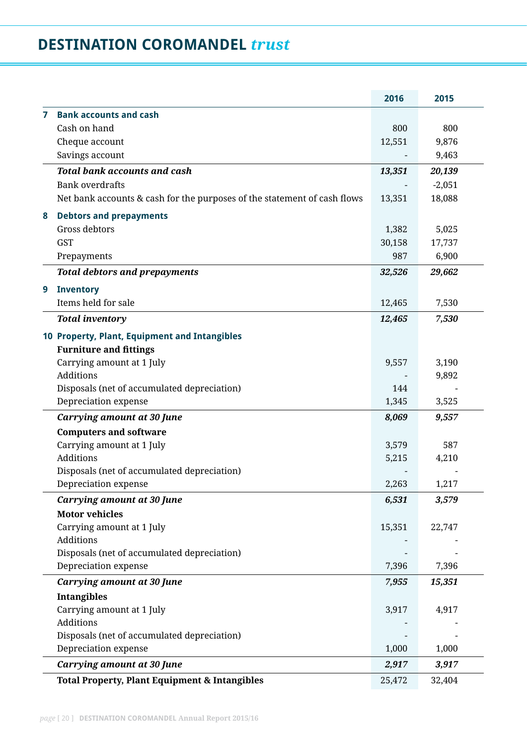# DESTINATION COROMANDEL *trust*

| | | 2016 | 2015 |
|---|---|---|---|
| **7** | **Bank accounts and cash** | | |
| | Cash on hand | 800 | 800 |
| | Cheque account | 12,551 | 9,876 |
| | Savings account | - | 9,463 |
| | ***Total bank accounts and cash*** | ***13,351*** | ***20,139*** |
| | Bank overdrafts | - | -2,051 |
| | Net bank accounts & cash for the purposes of the statement of cash flows | 13,351 | 18,088 |
| **8** | **Debtors and prepayments** | | |
| | Gross debtors | 1,382 | 5,025 |
| | GST | 30,158 | 17,737 |
| | Prepayments | 987 | 6,900 |
| | ***Total debtors and prepayments*** | ***32,526*** | ***29,662*** |
| **9** | **Inventory** | | |
| | Items held for sale | 12,465 | 7,530 |
| | ***Total inventory*** | ***12,465*** | ***7,530*** |
| **10** | **Property, Plant, Equipment and Intangibles** | | |
| | **Furniture and fittings** | | |
| | Carrying amount at 1 July | 9,557 | 3,190 |
| | Additions | - | 9,892 |
| | Disposals (net of accumulated depreciation) | 144 | - |
| | Depreciation expense | 1,345 | 3,525 |
| | ***Carrying amount at 30 June*** | ***8,069*** | ***9,557*** |
| | **Computers and software** | | |
| | Carrying amount at 1 July | 3,579 | 587 |
| | Additions | 5,215 | 4,210 |
| | Disposals (net of accumulated depreciation) | - | - |
| | Depreciation expense | 2,263 | 1,217 |
| | ***Carrying amount at 30 June*** | ***6,531*** | ***3,579*** |
| | **Motor vehicles** | | |
| | Carrying amount at 1 July | 15,351 | 22,747 |
| | Additions | - | - |
| | Disposals (net of accumulated depreciation) | - | - |
| | Depreciation expense | 7,396 | 7,396 |
| | ***Carrying amount at 30 June*** | ***7,955*** | ***15,351*** |
| | **Intangibles** | | |
| | Carrying amount at 1 July | 3,917 | 4,917 |
| | Additions | - | - |
| | Disposals (net of accumulated depreciation) | - | - |
| | Depreciation expense | 1,000 | 1,000 |
| | ***Carrying amount at 30 June*** | ***2,917*** | ***3,917*** |
| | **Total Property, Plant Equipment & Intangibles** | 25,472 | 32,404 |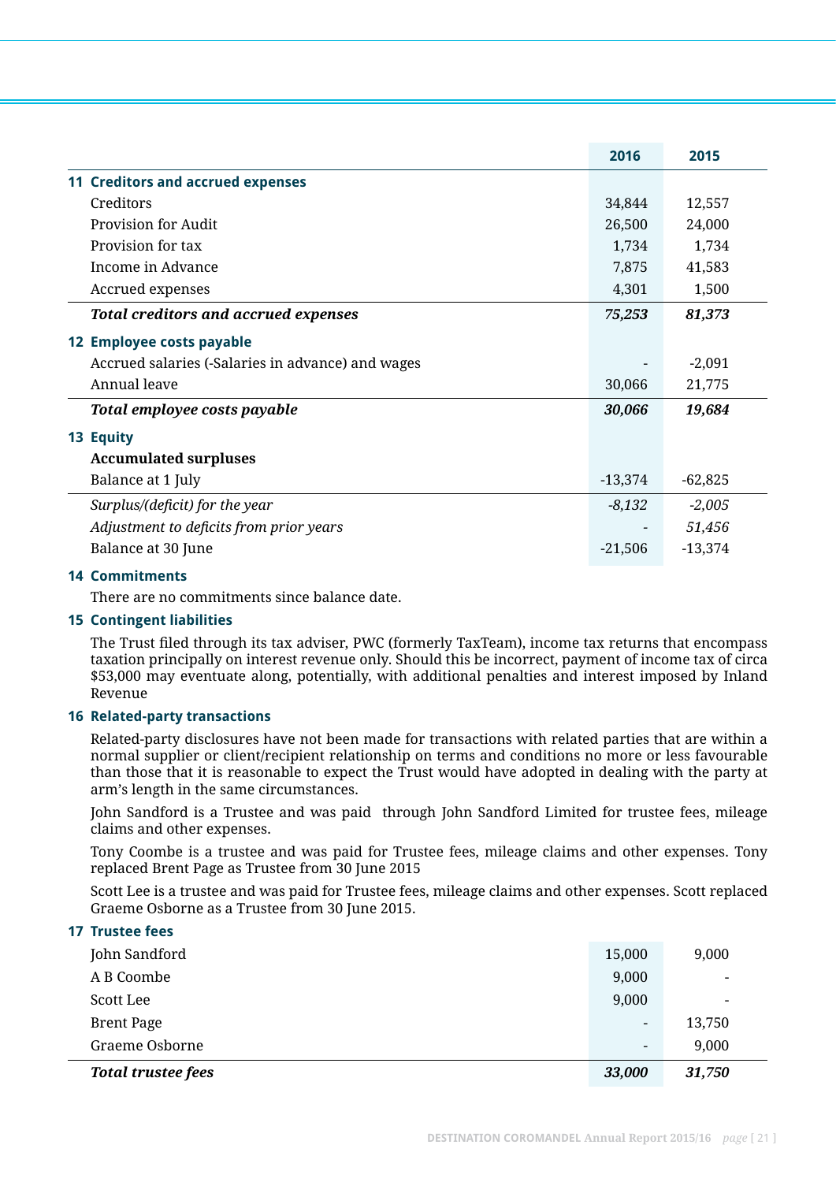| | 2016 | 2015 |
|---|---|---|
| **11 Creditors and accrued expenses** | | |
| Creditors | 34,844 | 12,557 |
| Provision for Audit | 26,500 | 24,000 |
| Provision for tax | 1,734 | 1,734 |
| Income in Advance | 7,875 | 41,583 |
| Accrued expenses | 4,301 | 1,500 |
| ***Total creditors and accrued expenses*** | ***75,253*** | ***81,373*** |
| **12 Employee costs payable** | | |
| Accrued salaries (-Salaries in advance) and wages | - | -2,091 |
| Annual leave | 30,066 | 21,775 |
| ***Total employee costs payable*** | ***30,066*** | ***19,684*** |
| **13 Equity** | | |
| **Accumulated surpluses** | | |
| Balance at 1 July | -13,374 | -62,825 |
| *Surplus/(deficit) for the year* | *-8,132* | *-2,005* |
| *Adjustment to deficits from prior years* | - | *51,456* |
| Balance at 30 June | -21,506 | -13,374 |

## 14 Commitments

There are no commitments since balance date.

## 15 Contingent liabilities

The Trust filed through its tax adviser, PWC (formerly TaxTeam), income tax returns that encompass taxation principally on interest revenue only. Should this be incorrect, payment of income tax of circa $53,000 may eventuate along, potentially, with additional penalties and interest imposed by Inland Revenue

## 16 Related-party transactions

Related-party disclosures have not been made for transactions with related parties that are within a normal supplier or client/recipient relationship on terms and conditions no more or less favourable than those that it is reasonable to expect the Trust would have adopted in dealing with the party at arm's length in the same circumstances.

John Sandford is a Trustee and was paid through John Sandford Limited for trustee fees, mileage claims and other expenses.

Tony Coombe is a trustee and was paid for Trustee fees, mileage claims and other expenses. Tony replaced Brent Page as Trustee from 30 June 2015

Scott Lee is a trustee and was paid for Trustee fees, mileage claims and other expenses. Scott replaced Graeme Osborne as a Trustee from 30 June 2015.

## 17 Trustee fees

| | 2016 | 2015 |
|---|---|---|
| John Sandford | 15,000 | 9,000 |
| A B Coombe | 9,000 | - |
| Scott Lee | 9,000 | - |
| Brent Page | - | 13,750 |
| Graeme Osborne | - | 9,000 |
| ***Total trustee fees*** | ***33,000*** | ***31,750*** |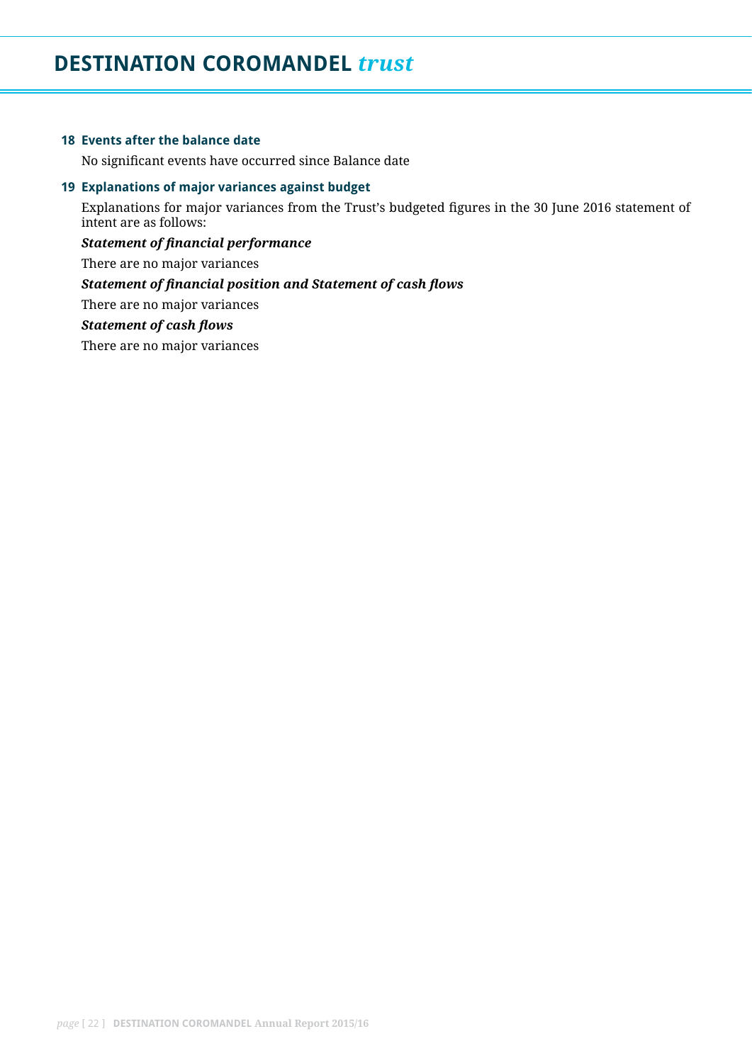### 18 Events after the balance date

No significant events have occurred since Balance date

### 19 Explanations of major variances against budget

Explanations for major variances from the Trust's budgeted figures in the 30 June 2016 statement of intent are as follows:

***Statement of financial performance***

There are no major variances

***Statement of financial position and Statement of cash flows***

There are no major variances

***Statement of cash flows***

There are no major variances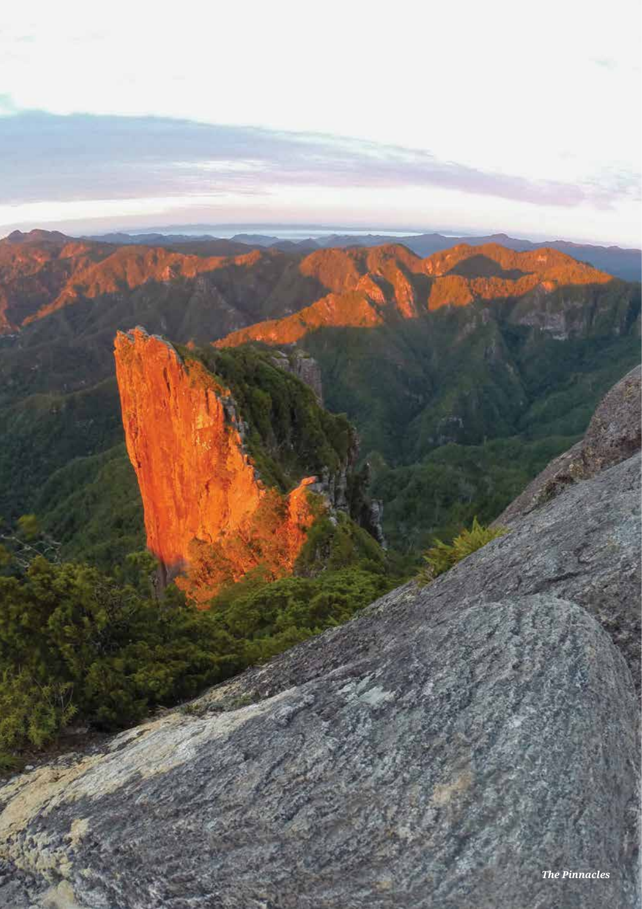*The Pinnacles*